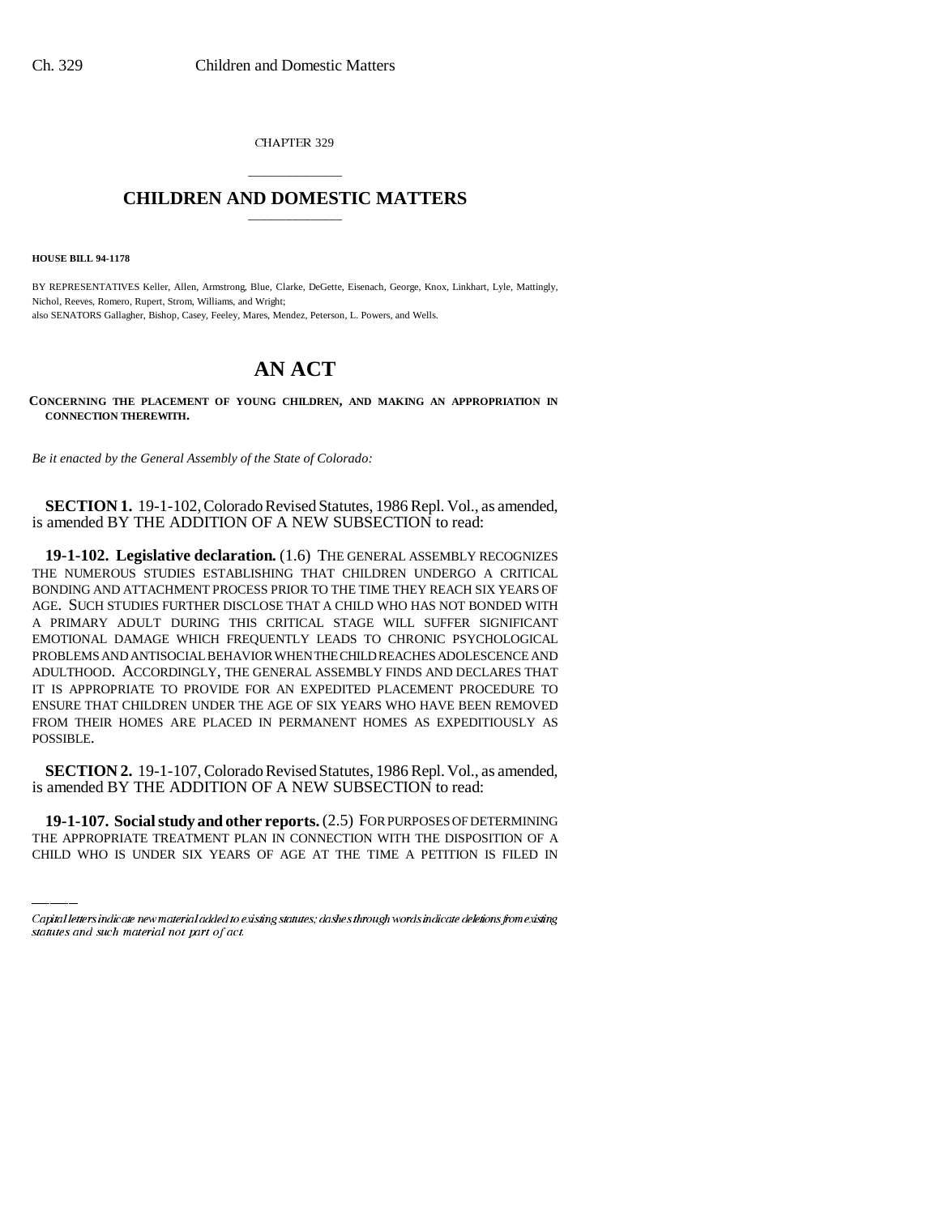CHAPTER 329

## CHILDREN AND DOMESTIC MATTERS

**HOUSE BILL 94-1178**

BY REPRESENTATIVES Keller, Allen, Armstrong, Blue, Clarke, DeGette, Eisenach, George, Knox, Linkhart, Lyle, Mattingly, Nichol, Reeves, Romero, Rupert, Strom, Williams, and Wright;
also SENATORS Gallagher, Bishop, Casey, Feeley, Mares, Mendez, Peterson, L. Powers, and Wells.

# AN ACT

**CONCERNING THE PLACEMENT OF YOUNG CHILDREN, AND MAKING AN APPROPRIATION IN CONNECTION THEREWITH.**

*Be it enacted by the General Assembly of the State of Colorado:*

**SECTION 1.** 19-1-102, Colorado Revised Statutes, 1986 Repl. Vol., as amended, is amended BY THE ADDITION OF A NEW SUBSECTION to read:

**19-1-102. Legislative declaration.** (1.6) THE GENERAL ASSEMBLY RECOGNIZES THE NUMEROUS STUDIES ESTABLISHING THAT CHILDREN UNDERGO A CRITICAL BONDING AND ATTACHMENT PROCESS PRIOR TO THE TIME THEY REACH SIX YEARS OF AGE. SUCH STUDIES FURTHER DISCLOSE THAT A CHILD WHO HAS NOT BONDED WITH A PRIMARY ADULT DURING THIS CRITICAL STAGE WILL SUFFER SIGNIFICANT EMOTIONAL DAMAGE WHICH FREQUENTLY LEADS TO CHRONIC PSYCHOLOGICAL PROBLEMS AND ANTISOCIAL BEHAVIOR WHEN THE CHILD REACHES ADOLESCENCE AND ADULTHOOD. ACCORDINGLY, THE GENERAL ASSEMBLY FINDS AND DECLARES THAT IT IS APPROPRIATE TO PROVIDE FOR AN EXPEDITED PLACEMENT PROCEDURE TO ENSURE THAT CHILDREN UNDER THE AGE OF SIX YEARS WHO HAVE BEEN REMOVED FROM THEIR HOMES ARE PLACED IN PERMANENT HOMES AS EXPEDITIOUSLY AS POSSIBLE.

**SECTION 2.** 19-1-107, Colorado Revised Statutes, 1986 Repl. Vol., as amended, is amended BY THE ADDITION OF A NEW SUBSECTION to read:

**19-1-107. Social study and other reports.** (2.5) FOR PURPOSES OF DETERMINING THE APPROPRIATE TREATMENT PLAN IN CONNECTION WITH THE DISPOSITION OF A CHILD WHO IS UNDER SIX YEARS OF AGE AT THE TIME A PETITION IS FILED IN

Capital letters indicate new material added to existing statutes; dashes through words indicate deletions from existing statutes and such material not part of act.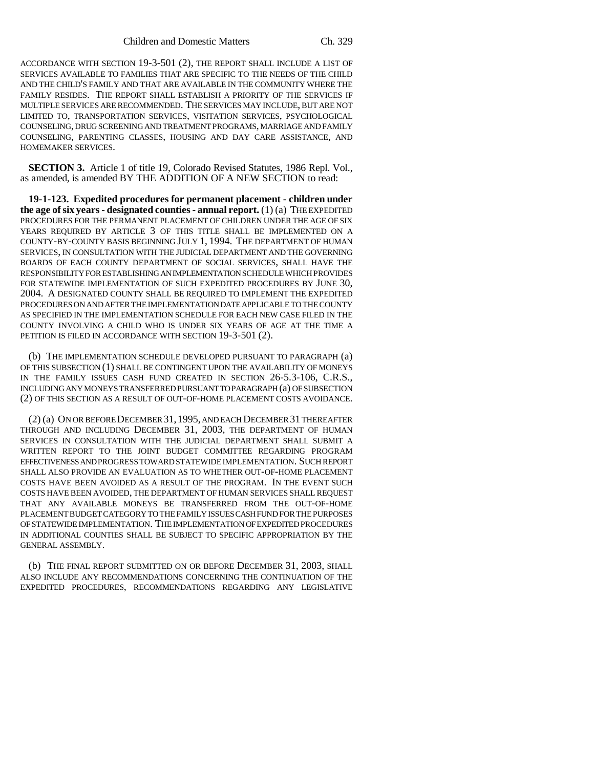ACCORDANCE WITH SECTION 19-3-501 (2), THE REPORT SHALL INCLUDE A LIST OF SERVICES AVAILABLE TO FAMILIES THAT ARE SPECIFIC TO THE NEEDS OF THE CHILD AND THE CHILD'S FAMILY AND THAT ARE AVAILABLE IN THE COMMUNITY WHERE THE FAMILY RESIDES. THE REPORT SHALL ESTABLISH A PRIORITY OF THE SERVICES IF MULTIPLE SERVICES ARE RECOMMENDED. THE SERVICES MAY INCLUDE, BUT ARE NOT LIMITED TO, TRANSPORTATION SERVICES, VISITATION SERVICES, PSYCHOLOGICAL COUNSELING, DRUG SCREENING AND TREATMENT PROGRAMS, MARRIAGE AND FAMILY COUNSELING, PARENTING CLASSES, HOUSING AND DAY CARE ASSISTANCE, AND HOMEMAKER SERVICES.

**SECTION 3.** Article 1 of title 19, Colorado Revised Statutes, 1986 Repl. Vol., as amended, is amended BY THE ADDITION OF A NEW SECTION to read:

**19-1-123. Expedited procedures for permanent placement - children under the age of six years - designated counties - annual report.** (1) (a) THE EXPEDITED PROCEDURES FOR THE PERMANENT PLACEMENT OF CHILDREN UNDER THE AGE OF SIX YEARS REQUIRED BY ARTICLE 3 OF THIS TITLE SHALL BE IMPLEMENTED ON A COUNTY-BY-COUNTY BASIS BEGINNING JULY 1, 1994. THE DEPARTMENT OF HUMAN SERVICES, IN CONSULTATION WITH THE JUDICIAL DEPARTMENT AND THE GOVERNING BOARDS OF EACH COUNTY DEPARTMENT OF SOCIAL SERVICES, SHALL HAVE THE RESPONSIBILITY FOR ESTABLISHING AN IMPLEMENTATION SCHEDULE WHICH PROVIDES FOR STATEWIDE IMPLEMENTATION OF SUCH EXPEDITED PROCEDURES BY JUNE 30, 2004. A DESIGNATED COUNTY SHALL BE REQUIRED TO IMPLEMENT THE EXPEDITED PROCEDURES ON AND AFTER THE IMPLEMENTATION DATE APPLICABLE TO THE COUNTY AS SPECIFIED IN THE IMPLEMENTATION SCHEDULE FOR EACH NEW CASE FILED IN THE COUNTY INVOLVING A CHILD WHO IS UNDER SIX YEARS OF AGE AT THE TIME A PETITION IS FILED IN ACCORDANCE WITH SECTION 19-3-501 (2).

(b) THE IMPLEMENTATION SCHEDULE DEVELOPED PURSUANT TO PARAGRAPH (a) OF THIS SUBSECTION (1) SHALL BE CONTINGENT UPON THE AVAILABILITY OF MONEYS IN THE FAMILY ISSUES CASH FUND CREATED IN SECTION 26-5.3-106, C.R.S., INCLUDING ANY MONEYS TRANSFERRED PURSUANT TO PARAGRAPH (a) OF SUBSECTION (2) OF THIS SECTION AS A RESULT OF OUT-OF-HOME PLACEMENT COSTS AVOIDANCE.

(2) (a) ON OR BEFORE DECEMBER 31, 1995, AND EACH DECEMBER 31 THEREAFTER THROUGH AND INCLUDING DECEMBER 31, 2003, THE DEPARTMENT OF HUMAN SERVICES IN CONSULTATION WITH THE JUDICIAL DEPARTMENT SHALL SUBMIT A WRITTEN REPORT TO THE JOINT BUDGET COMMITTEE REGARDING PROGRAM EFFECTIVENESS AND PROGRESS TOWARD STATEWIDE IMPLEMENTATION. SUCH REPORT SHALL ALSO PROVIDE AN EVALUATION AS TO WHETHER OUT-OF-HOME PLACEMENT COSTS HAVE BEEN AVOIDED AS A RESULT OF THE PROGRAM. IN THE EVENT SUCH COSTS HAVE BEEN AVOIDED, THE DEPARTMENT OF HUMAN SERVICES SHALL REQUEST THAT ANY AVAILABLE MONEYS BE TRANSFERRED FROM THE OUT-OF-HOME PLACEMENT BUDGET CATEGORY TO THE FAMILY ISSUES CASH FUND FOR THE PURPOSES OF STATEWIDE IMPLEMENTATION. THE IMPLEMENTATION OF EXPEDITED PROCEDURES IN ADDITIONAL COUNTIES SHALL BE SUBJECT TO SPECIFIC APPROPRIATION BY THE GENERAL ASSEMBLY.

(b) THE FINAL REPORT SUBMITTED ON OR BEFORE DECEMBER 31, 2003, SHALL ALSO INCLUDE ANY RECOMMENDATIONS CONCERNING THE CONTINUATION OF THE EXPEDITED PROCEDURES, RECOMMENDATIONS REGARDING ANY LEGISLATIVE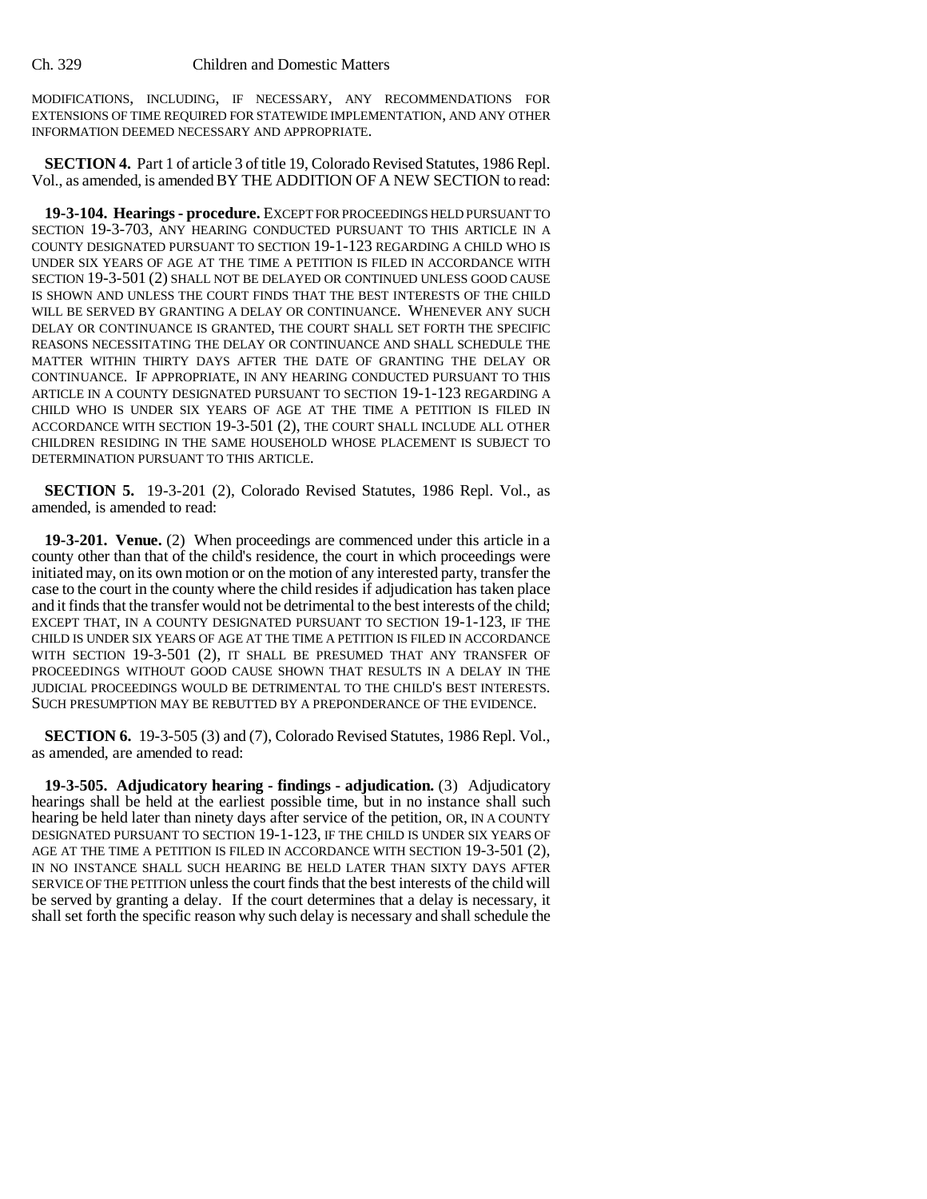MODIFICATIONS, INCLUDING, IF NECESSARY, ANY RECOMMENDATIONS FOR EXTENSIONS OF TIME REQUIRED FOR STATEWIDE IMPLEMENTATION, AND ANY OTHER INFORMATION DEEMED NECESSARY AND APPROPRIATE.

**SECTION 4.** Part 1 of article 3 of title 19, Colorado Revised Statutes, 1986 Repl. Vol., as amended, is amended BY THE ADDITION OF A NEW SECTION to read:

**19-3-104. Hearings - procedure.** EXCEPT FOR PROCEEDINGS HELD PURSUANT TO SECTION 19-3-703, ANY HEARING CONDUCTED PURSUANT TO THIS ARTICLE IN A COUNTY DESIGNATED PURSUANT TO SECTION 19-1-123 REGARDING A CHILD WHO IS UNDER SIX YEARS OF AGE AT THE TIME A PETITION IS FILED IN ACCORDANCE WITH SECTION 19-3-501 (2) SHALL NOT BE DELAYED OR CONTINUED UNLESS GOOD CAUSE IS SHOWN AND UNLESS THE COURT FINDS THAT THE BEST INTERESTS OF THE CHILD WILL BE SERVED BY GRANTING A DELAY OR CONTINUANCE. WHENEVER ANY SUCH DELAY OR CONTINUANCE IS GRANTED, THE COURT SHALL SET FORTH THE SPECIFIC REASONS NECESSITATING THE DELAY OR CONTINUANCE AND SHALL SCHEDULE THE MATTER WITHIN THIRTY DAYS AFTER THE DATE OF GRANTING THE DELAY OR CONTINUANCE. IF APPROPRIATE, IN ANY HEARING CONDUCTED PURSUANT TO THIS ARTICLE IN A COUNTY DESIGNATED PURSUANT TO SECTION 19-1-123 REGARDING A CHILD WHO IS UNDER SIX YEARS OF AGE AT THE TIME A PETITION IS FILED IN ACCORDANCE WITH SECTION 19-3-501 (2), THE COURT SHALL INCLUDE ALL OTHER CHILDREN RESIDING IN THE SAME HOUSEHOLD WHOSE PLACEMENT IS SUBJECT TO DETERMINATION PURSUANT TO THIS ARTICLE.

**SECTION 5.** 19-3-201 (2), Colorado Revised Statutes, 1986 Repl. Vol., as amended, is amended to read:

**19-3-201. Venue.** (2) When proceedings are commenced under this article in a county other than that of the child's residence, the court in which proceedings were initiated may, on its own motion or on the motion of any interested party, transfer the case to the court in the county where the child resides if adjudication has taken place and it finds that the transfer would not be detrimental to the best interests of the child; EXCEPT THAT, IN A COUNTY DESIGNATED PURSUANT TO SECTION 19-1-123, IF THE CHILD IS UNDER SIX YEARS OF AGE AT THE TIME A PETITION IS FILED IN ACCORDANCE WITH SECTION 19-3-501 (2), IT SHALL BE PRESUMED THAT ANY TRANSFER OF PROCEEDINGS WITHOUT GOOD CAUSE SHOWN THAT RESULTS IN A DELAY IN THE JUDICIAL PROCEEDINGS WOULD BE DETRIMENTAL TO THE CHILD'S BEST INTERESTS. SUCH PRESUMPTION MAY BE REBUTTED BY A PREPONDERANCE OF THE EVIDENCE.

**SECTION 6.** 19-3-505 (3) and (7), Colorado Revised Statutes, 1986 Repl. Vol., as amended, are amended to read:

**19-3-505. Adjudicatory hearing - findings - adjudication.** (3) Adjudicatory hearings shall be held at the earliest possible time, but in no instance shall such hearing be held later than ninety days after service of the petition, OR, IN A COUNTY DESIGNATED PURSUANT TO SECTION 19-1-123, IF THE CHILD IS UNDER SIX YEARS OF AGE AT THE TIME A PETITION IS FILED IN ACCORDANCE WITH SECTION 19-3-501 (2), IN NO INSTANCE SHALL SUCH HEARING BE HELD LATER THAN SIXTY DAYS AFTER SERVICE OF THE PETITION unless the court finds that the best interests of the child will be served by granting a delay. If the court determines that a delay is necessary, it shall set forth the specific reason why such delay is necessary and shall schedule the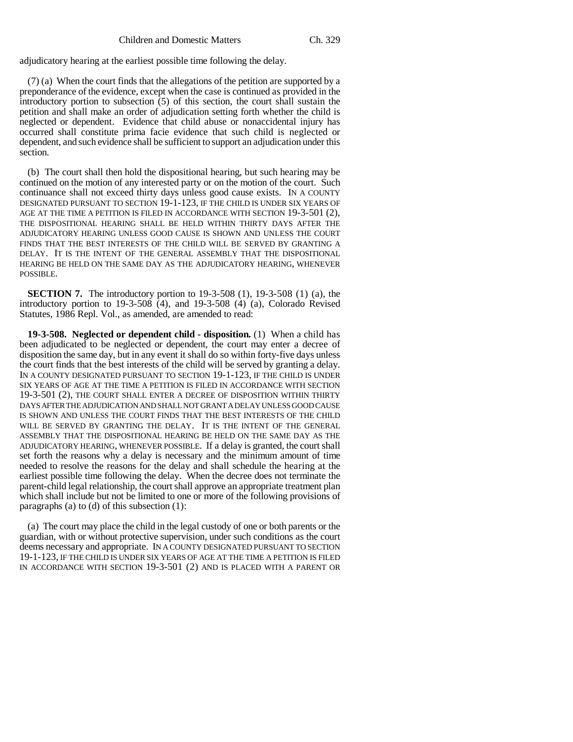adjudicatory hearing at the earliest possible time following the delay.

(7) (a) When the court finds that the allegations of the petition are supported by a preponderance of the evidence, except when the case is continued as provided in the introductory portion to subsection (5) of this section, the court shall sustain the petition and shall make an order of adjudication setting forth whether the child is neglected or dependent. Evidence that child abuse or nonaccidental injury has occurred shall constitute prima facie evidence that such child is neglected or dependent, and such evidence shall be sufficient to support an adjudication under this section.

(b) The court shall then hold the dispositional hearing, but such hearing may be continued on the motion of any interested party or on the motion of the court. Such continuance shall not exceed thirty days unless good cause exists. IN A COUNTY DESIGNATED PURSUANT TO SECTION 19-1-123, IF THE CHILD IS UNDER SIX YEARS OF AGE AT THE TIME A PETITION IS FILED IN ACCORDANCE WITH SECTION 19-3-501 (2), THE DISPOSITIONAL HEARING SHALL BE HELD WITHIN THIRTY DAYS AFTER THE ADJUDICATORY HEARING UNLESS GOOD CAUSE IS SHOWN AND UNLESS THE COURT FINDS THAT THE BEST INTERESTS OF THE CHILD WILL BE SERVED BY GRANTING A DELAY. IT IS THE INTENT OF THE GENERAL ASSEMBLY THAT THE DISPOSITIONAL HEARING BE HELD ON THE SAME DAY AS THE ADJUDICATORY HEARING, WHENEVER POSSIBLE.

**SECTION 7.** The introductory portion to 19-3-508 (1), 19-3-508 (1) (a), the introductory portion to 19-3-508 (4), and 19-3-508 (4) (a), Colorado Revised Statutes, 1986 Repl. Vol., as amended, are amended to read:

**19-3-508. Neglected or dependent child - disposition.** (1) When a child has been adjudicated to be neglected or dependent, the court may enter a decree of disposition the same day, but in any event it shall do so within forty-five days unless the court finds that the best interests of the child will be served by granting a delay. IN A COUNTY DESIGNATED PURSUANT TO SECTION 19-1-123, IF THE CHILD IS UNDER SIX YEARS OF AGE AT THE TIME A PETITION IS FILED IN ACCORDANCE WITH SECTION 19-3-501 (2), THE COURT SHALL ENTER A DECREE OF DISPOSITION WITHIN THIRTY DAYS AFTER THE ADJUDICATION AND SHALL NOT GRANT A DELAY UNLESS GOOD CAUSE IS SHOWN AND UNLESS THE COURT FINDS THAT THE BEST INTERESTS OF THE CHILD WILL BE SERVED BY GRANTING THE DELAY. IT IS THE INTENT OF THE GENERAL ASSEMBLY THAT THE DISPOSITIONAL HEARING BE HELD ON THE SAME DAY AS THE ADJUDICATORY HEARING, WHENEVER POSSIBLE. If a delay is granted, the court shall set forth the reasons why a delay is necessary and the minimum amount of time needed to resolve the reasons for the delay and shall schedule the hearing at the earliest possible time following the delay. When the decree does not terminate the parent-child legal relationship, the court shall approve an appropriate treatment plan which shall include but not be limited to one or more of the following provisions of paragraphs (a) to (d) of this subsection (1):

(a) The court may place the child in the legal custody of one or both parents or the guardian, with or without protective supervision, under such conditions as the court deems necessary and appropriate. IN A COUNTY DESIGNATED PURSUANT TO SECTION 19-1-123, IF THE CHILD IS UNDER SIX YEARS OF AGE AT THE TIME A PETITION IS FILED IN ACCORDANCE WITH SECTION 19-3-501 (2) AND IS PLACED WITH A PARENT OR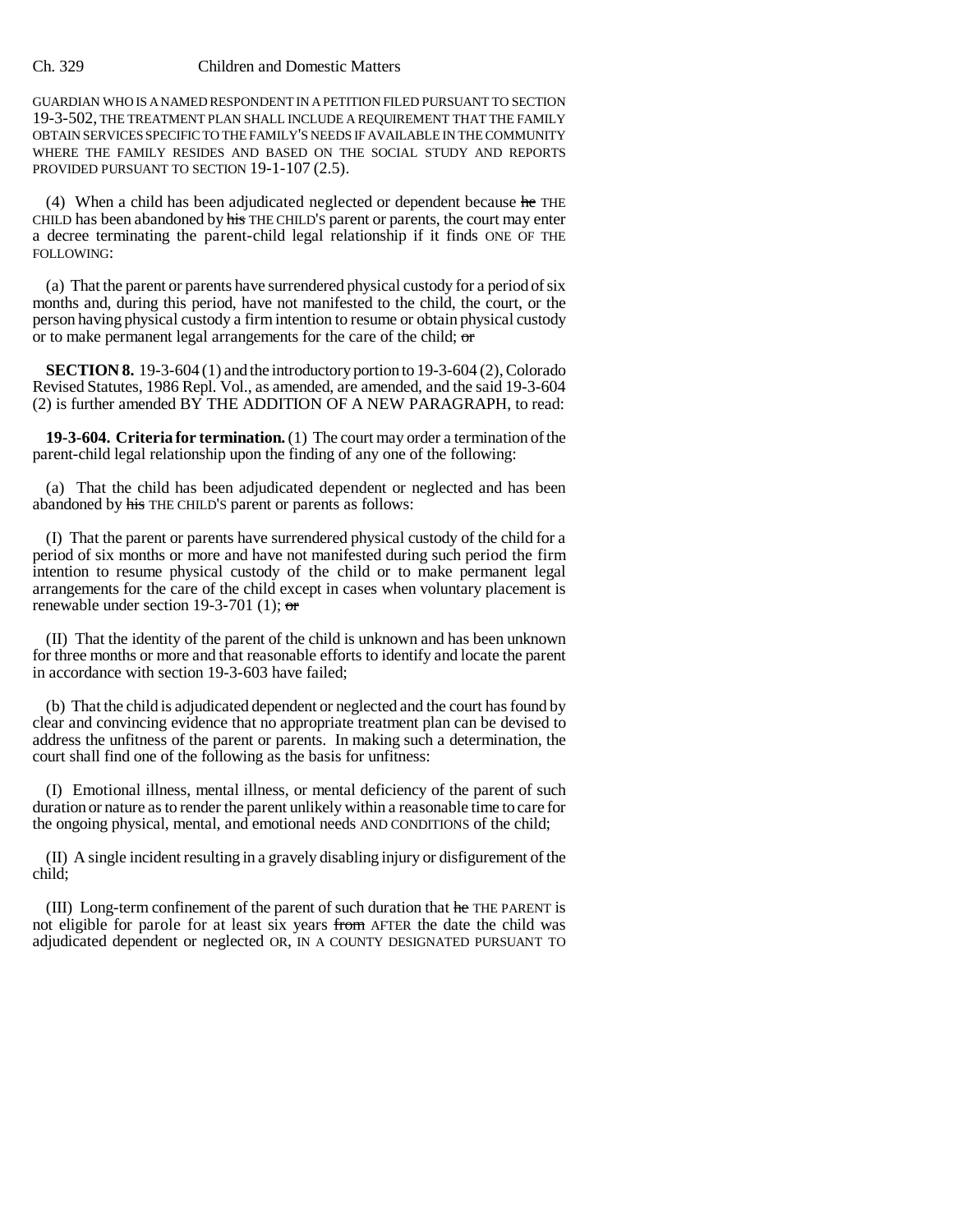GUARDIAN WHO IS A NAMED RESPONDENT IN A PETITION FILED PURSUANT TO SECTION 19-3-502, THE TREATMENT PLAN SHALL INCLUDE A REQUIREMENT THAT THE FAMILY OBTAIN SERVICES SPECIFIC TO THE FAMILY'S NEEDS IF AVAILABLE IN THE COMMUNITY WHERE THE FAMILY RESIDES AND BASED ON THE SOCIAL STUDY AND REPORTS PROVIDED PURSUANT TO SECTION 19-1-107 (2.5).

(4) When a child has been adjudicated neglected or dependent because ~~he~~ THE CHILD has been abandoned by ~~his~~ THE CHILD'S parent or parents, the court may enter a decree terminating the parent-child legal relationship if it finds ONE OF THE FOLLOWING:

(a) That the parent or parents have surrendered physical custody for a period of six months and, during this period, have not manifested to the child, the court, or the person having physical custody a firm intention to resume or obtain physical custody or to make permanent legal arrangements for the care of the child; ~~or~~

**SECTION 8.** 19-3-604 (1) and the introductory portion to 19-3-604 (2), Colorado Revised Statutes, 1986 Repl. Vol., as amended, are amended, and the said 19-3-604 (2) is further amended BY THE ADDITION OF A NEW PARAGRAPH, to read:

**19-3-604. Criteria for termination.** (1) The court may order a termination of the parent-child legal relationship upon the finding of any one of the following:

(a) That the child has been adjudicated dependent or neglected and has been abandoned by ~~his~~ THE CHILD'S parent or parents as follows:

(I) That the parent or parents have surrendered physical custody of the child for a period of six months or more and have not manifested during such period the firm intention to resume physical custody of the child or to make permanent legal arrangements for the care of the child except in cases when voluntary placement is renewable under section 19-3-701 (1); ~~or~~

(II) That the identity of the parent of the child is unknown and has been unknown for three months or more and that reasonable efforts to identify and locate the parent in accordance with section 19-3-603 have failed;

(b) That the child is adjudicated dependent or neglected and the court has found by clear and convincing evidence that no appropriate treatment plan can be devised to address the unfitness of the parent or parents. In making such a determination, the court shall find one of the following as the basis for unfitness:

(I) Emotional illness, mental illness, or mental deficiency of the parent of such duration or nature as to render the parent unlikely within a reasonable time to care for the ongoing physical, mental, and emotional needs AND CONDITIONS of the child;

(II) A single incident resulting in a gravely disabling injury or disfigurement of the child;

(III) Long-term confinement of the parent of such duration that ~~he~~ THE PARENT is not eligible for parole for at least six years ~~from~~ AFTER the date the child was adjudicated dependent or neglected OR, IN A COUNTY DESIGNATED PURSUANT TO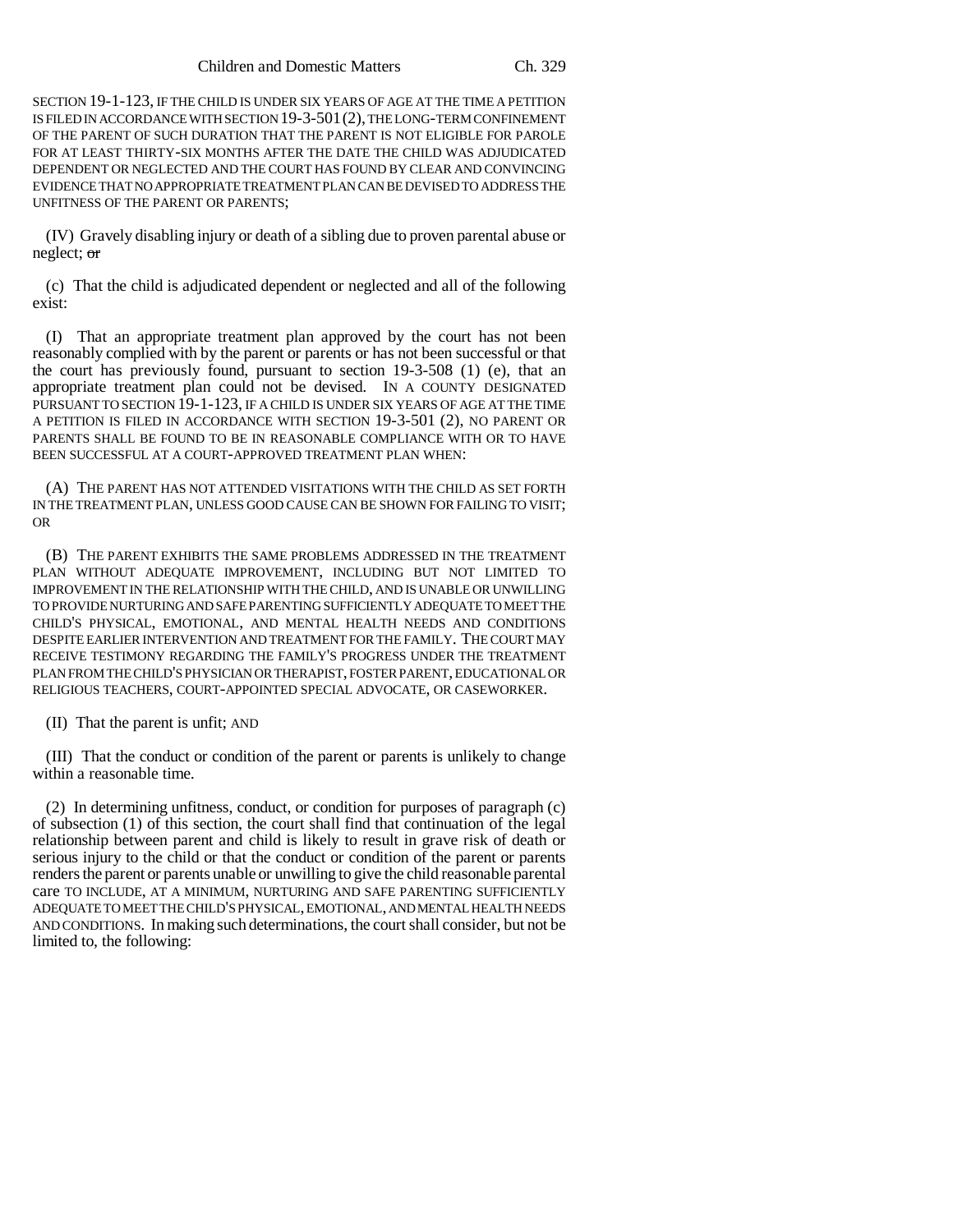SECTION 19-1-123, IF THE CHILD IS UNDER SIX YEARS OF AGE AT THE TIME A PETITION IS FILED IN ACCORDANCE WITH SECTION 19-3-501 (2), THE LONG-TERM CONFINEMENT OF THE PARENT OF SUCH DURATION THAT THE PARENT IS NOT ELIGIBLE FOR PAROLE FOR AT LEAST THIRTY-SIX MONTHS AFTER THE DATE THE CHILD WAS ADJUDICATED DEPENDENT OR NEGLECTED AND THE COURT HAS FOUND BY CLEAR AND CONVINCING EVIDENCE THAT NO APPROPRIATE TREATMENT PLAN CAN BE DEVISED TO ADDRESS THE UNFITNESS OF THE PARENT OR PARENTS;

(IV) Gravely disabling injury or death of a sibling due to proven parental abuse or neglect; ~~or~~

(c) That the child is adjudicated dependent or neglected and all of the following exist:

(I) That an appropriate treatment plan approved by the court has not been reasonably complied with by the parent or parents or has not been successful or that the court has previously found, pursuant to section 19-3-508 (1) (e), that an appropriate treatment plan could not be devised. IN A COUNTY DESIGNATED PURSUANT TO SECTION 19-1-123, IF A CHILD IS UNDER SIX YEARS OF AGE AT THE TIME A PETITION IS FILED IN ACCORDANCE WITH SECTION 19-3-501 (2), NO PARENT OR PARENTS SHALL BE FOUND TO BE IN REASONABLE COMPLIANCE WITH OR TO HAVE BEEN SUCCESSFUL AT A COURT-APPROVED TREATMENT PLAN WHEN:

(A) THE PARENT HAS NOT ATTENDED VISITATIONS WITH THE CHILD AS SET FORTH IN THE TREATMENT PLAN, UNLESS GOOD CAUSE CAN BE SHOWN FOR FAILING TO VISIT; OR

(B) THE PARENT EXHIBITS THE SAME PROBLEMS ADDRESSED IN THE TREATMENT PLAN WITHOUT ADEQUATE IMPROVEMENT, INCLUDING BUT NOT LIMITED TO IMPROVEMENT IN THE RELATIONSHIP WITH THE CHILD, AND IS UNABLE OR UNWILLING TO PROVIDE NURTURING AND SAFE PARENTING SUFFICIENTLY ADEQUATE TO MEET THE CHILD'S PHYSICAL, EMOTIONAL, AND MENTAL HEALTH NEEDS AND CONDITIONS DESPITE EARLIER INTERVENTION AND TREATMENT FOR THE FAMILY. THE COURT MAY RECEIVE TESTIMONY REGARDING THE FAMILY'S PROGRESS UNDER THE TREATMENT PLAN FROM THE CHILD'S PHYSICIAN OR THERAPIST, FOSTER PARENT, EDUCATIONAL OR RELIGIOUS TEACHERS, COURT-APPOINTED SPECIAL ADVOCATE, OR CASEWORKER.

(II) That the parent is unfit; AND

(III) That the conduct or condition of the parent or parents is unlikely to change within a reasonable time.

(2) In determining unfitness, conduct, or condition for purposes of paragraph (c) of subsection (1) of this section, the court shall find that continuation of the legal relationship between parent and child is likely to result in grave risk of death or serious injury to the child or that the conduct or condition of the parent or parents renders the parent or parents unable or unwilling to give the child reasonable parental care TO INCLUDE, AT A MINIMUM, NURTURING AND SAFE PARENTING SUFFICIENTLY ADEQUATE TO MEET THE CHILD'S PHYSICAL, EMOTIONAL, AND MENTAL HEALTH NEEDS AND CONDITIONS. In making such determinations, the court shall consider, but not be limited to, the following: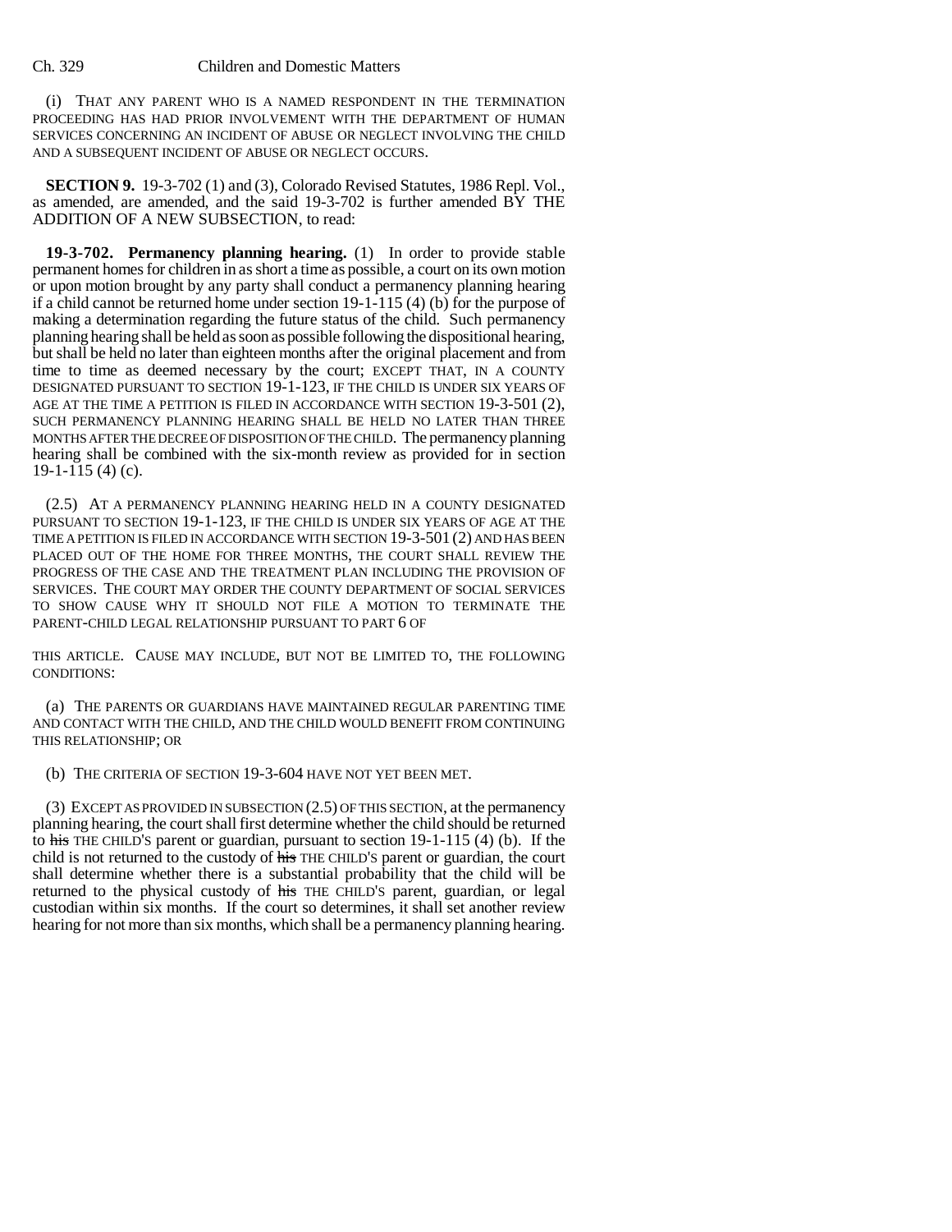(i) THAT ANY PARENT WHO IS A NAMED RESPONDENT IN THE TERMINATION PROCEEDING HAS HAD PRIOR INVOLVEMENT WITH THE DEPARTMENT OF HUMAN SERVICES CONCERNING AN INCIDENT OF ABUSE OR NEGLECT INVOLVING THE CHILD AND A SUBSEQUENT INCIDENT OF ABUSE OR NEGLECT OCCURS.

**SECTION 9.** 19-3-702 (1) and (3), Colorado Revised Statutes, 1986 Repl. Vol., as amended, are amended, and the said 19-3-702 is further amended BY THE ADDITION OF A NEW SUBSECTION, to read:

**19-3-702. Permanency planning hearing.** (1) In order to provide stable permanent homes for children in as short a time as possible, a court on its own motion or upon motion brought by any party shall conduct a permanency planning hearing if a child cannot be returned home under section 19-1-115 (4) (b) for the purpose of making a determination regarding the future status of the child. Such permanency planning hearing shall be held as soon as possible following the dispositional hearing, but shall be held no later than eighteen months after the original placement and from time to time as deemed necessary by the court; EXCEPT THAT, IN A COUNTY DESIGNATED PURSUANT TO SECTION 19-1-123, IF THE CHILD IS UNDER SIX YEARS OF AGE AT THE TIME A PETITION IS FILED IN ACCORDANCE WITH SECTION 19-3-501 (2), SUCH PERMANENCY PLANNING HEARING SHALL BE HELD NO LATER THAN THREE MONTHS AFTER THE DECREE OF DISPOSITION OF THE CHILD. The permanency planning hearing shall be combined with the six-month review as provided for in section 19-1-115 (4) (c).

(2.5) AT A PERMANENCY PLANNING HEARING HELD IN A COUNTY DESIGNATED PURSUANT TO SECTION 19-1-123, IF THE CHILD IS UNDER SIX YEARS OF AGE AT THE TIME A PETITION IS FILED IN ACCORDANCE WITH SECTION 19-3-501 (2) AND HAS BEEN PLACED OUT OF THE HOME FOR THREE MONTHS, THE COURT SHALL REVIEW THE PROGRESS OF THE CASE AND THE TREATMENT PLAN INCLUDING THE PROVISION OF SERVICES. THE COURT MAY ORDER THE COUNTY DEPARTMENT OF SOCIAL SERVICES TO SHOW CAUSE WHY IT SHOULD NOT FILE A MOTION TO TERMINATE THE PARENT-CHILD LEGAL RELATIONSHIP PURSUANT TO PART 6 OF THIS ARTICLE. CAUSE MAY INCLUDE, BUT NOT BE LIMITED TO, THE FOLLOWING CONDITIONS:

(a) THE PARENTS OR GUARDIANS HAVE MAINTAINED REGULAR PARENTING TIME AND CONTACT WITH THE CHILD, AND THE CHILD WOULD BENEFIT FROM CONTINUING THIS RELATIONSHIP; OR

(b) THE CRITERIA OF SECTION 19-3-604 HAVE NOT YET BEEN MET.

(3) EXCEPT AS PROVIDED IN SUBSECTION (2.5) OF THIS SECTION, at the permanency planning hearing, the court shall first determine whether the child should be returned to ~~his~~ THE CHILD'S parent or guardian, pursuant to section 19-1-115 (4) (b). If the child is not returned to the custody of ~~his~~ THE CHILD'S parent or guardian, the court shall determine whether there is a substantial probability that the child will be returned to the physical custody of ~~his~~ THE CHILD'S parent, guardian, or legal custodian within six months. If the court so determines, it shall set another review hearing for not more than six months, which shall be a permanency planning hearing.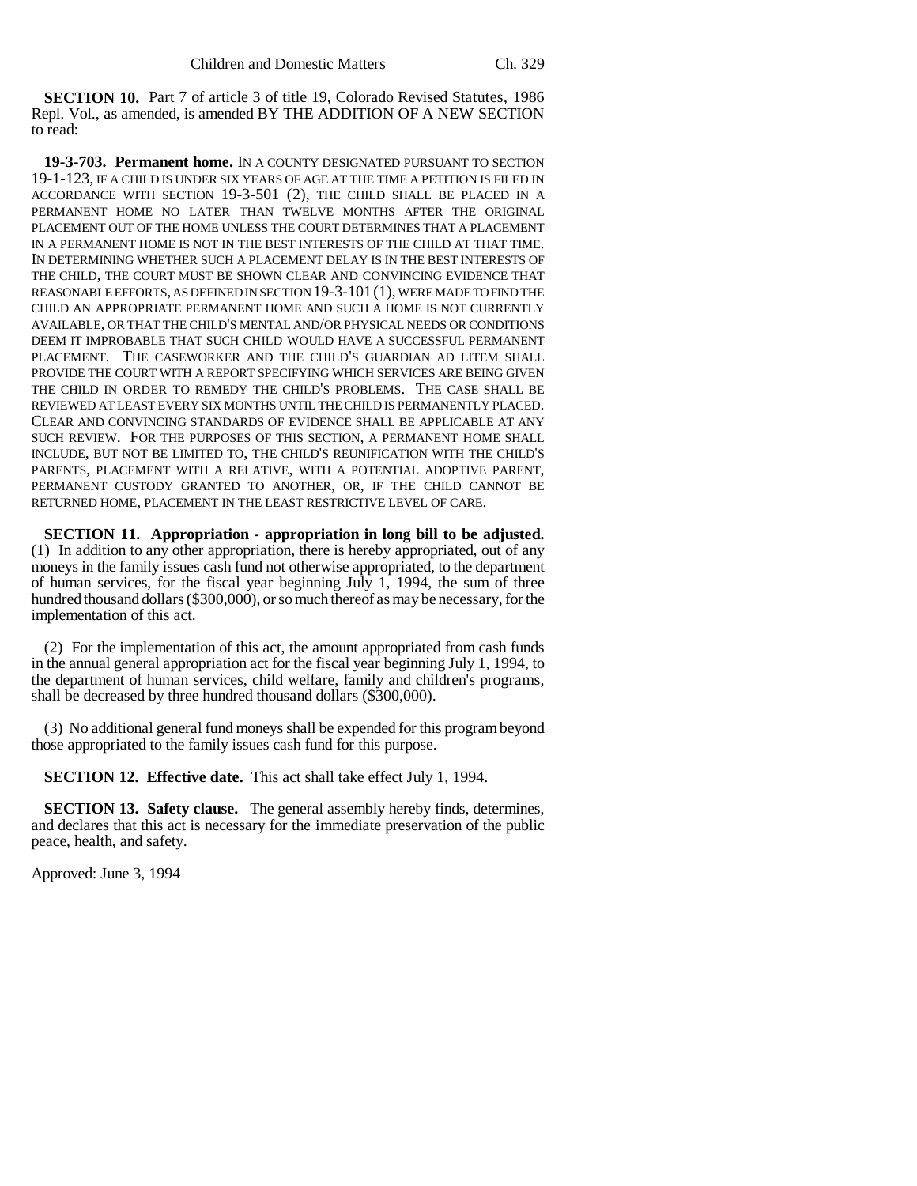**SECTION 10.** Part 7 of article 3 of title 19, Colorado Revised Statutes, 1986 Repl. Vol., as amended, is amended BY THE ADDITION OF A NEW SECTION to read:

**19-3-703. Permanent home.** IN A COUNTY DESIGNATED PURSUANT TO SECTION 19-1-123, IF A CHILD IS UNDER SIX YEARS OF AGE AT THE TIME A PETITION IS FILED IN ACCORDANCE WITH SECTION 19-3-501 (2), THE CHILD SHALL BE PLACED IN A PERMANENT HOME NO LATER THAN TWELVE MONTHS AFTER THE ORIGINAL PLACEMENT OUT OF THE HOME UNLESS THE COURT DETERMINES THAT A PLACEMENT IN A PERMANENT HOME IS NOT IN THE BEST INTERESTS OF THE CHILD AT THAT TIME. IN DETERMINING WHETHER SUCH A PLACEMENT DELAY IS IN THE BEST INTERESTS OF THE CHILD, THE COURT MUST BE SHOWN CLEAR AND CONVINCING EVIDENCE THAT REASONABLE EFFORTS, AS DEFINED IN SECTION 19-3-101 (1), WERE MADE TO FIND THE CHILD AN APPROPRIATE PERMANENT HOME AND SUCH A HOME IS NOT CURRENTLY AVAILABLE, OR THAT THE CHILD'S MENTAL AND/OR PHYSICAL NEEDS OR CONDITIONS DEEM IT IMPROBABLE THAT SUCH CHILD WOULD HAVE A SUCCESSFUL PERMANENT PLACEMENT. THE CASEWORKER AND THE CHILD'S GUARDIAN AD LITEM SHALL PROVIDE THE COURT WITH A REPORT SPECIFYING WHICH SERVICES ARE BEING GIVEN THE CHILD IN ORDER TO REMEDY THE CHILD'S PROBLEMS. THE CASE SHALL BE REVIEWED AT LEAST EVERY SIX MONTHS UNTIL THE CHILD IS PERMANENTLY PLACED. CLEAR AND CONVINCING STANDARDS OF EVIDENCE SHALL BE APPLICABLE AT ANY SUCH REVIEW. FOR THE PURPOSES OF THIS SECTION, A PERMANENT HOME SHALL INCLUDE, BUT NOT BE LIMITED TO, THE CHILD'S REUNIFICATION WITH THE CHILD'S PARENTS, PLACEMENT WITH A RELATIVE, WITH A POTENTIAL ADOPTIVE PARENT, PERMANENT CUSTODY GRANTED TO ANOTHER, OR, IF THE CHILD CANNOT BE RETURNED HOME, PLACEMENT IN THE LEAST RESTRICTIVE LEVEL OF CARE.

**SECTION 11. Appropriation - appropriation in long bill to be adjusted.** (1) In addition to any other appropriation, there is hereby appropriated, out of any moneys in the family issues cash fund not otherwise appropriated, to the department of human services, for the fiscal year beginning July 1, 1994, the sum of three hundred thousand dollars ($300,000), or so much thereof as may be necessary, for the implementation of this act.

(2) For the implementation of this act, the amount appropriated from cash funds in the annual general appropriation act for the fiscal year beginning July 1, 1994, to the department of human services, child welfare, family and children's programs, shall be decreased by three hundred thousand dollars ($300,000).

(3) No additional general fund moneys shall be expended for this program beyond those appropriated to the family issues cash fund for this purpose.

**SECTION 12. Effective date.** This act shall take effect July 1, 1994.

**SECTION 13. Safety clause.** The general assembly hereby finds, determines, and declares that this act is necessary for the immediate preservation of the public peace, health, and safety.

Approved: June 3, 1994